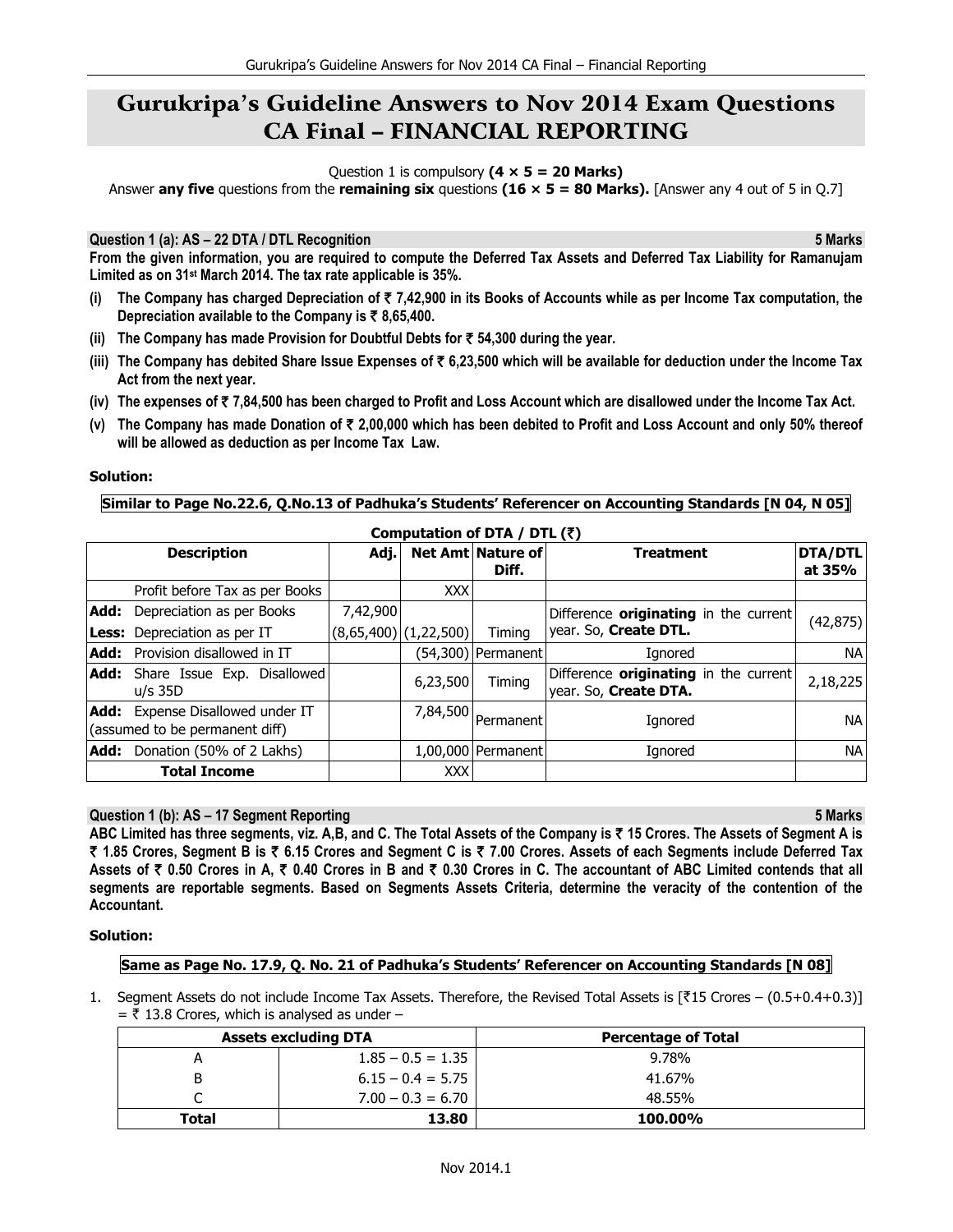# Gurukripa's Guideline Answers to Nov 2014 Exam Questions CA Final – FINANCIAL REPORTING

Question 1 is compulsory **(4 × 5 = 20 Marks)**

Answer **any five** questions from the **remaining six** questions **(16 × 5 = 80 Marks).** [Answer any 4 out of 5 in Q.7]

## Question 1 (a): AS – 22 DTA / DTL Recognition — 5 Marks

**From the given information, you are required to compute the Deferred Tax Assets and Deferred Tax Liability for Ramanujam Limited as on 31st March 2014. The tax rate applicable is 35%.**

**(i) The Company has charged Depreciation of ₹ 7,42,900 in its Books of Accounts while as per Income Tax computation, the Depreciation available to the Company is ₹ 8,65,400.**

**(ii) The Company has made Provision for Doubtful Debts for ₹ 54,300 during the year.**

**(iii) The Company has debited Share Issue Expenses of ₹ 6,23,500 which will be available for deduction under the Income Tax Act from the next year.**

**(iv) The expenses of ₹ 7,84,500 has been charged to Profit and Loss Account which are disallowed under the Income Tax Act.**

**(v) The Company has made Donation of ₹ 2,00,000 which has been debited to Profit and Loss Account and only 50% thereof will be allowed as deduction as per Income Tax Law.**

**Solution:**

**Similar to Page No.22.6, Q.No.13 of Padhuka's Students' Referencer on Accounting Standards [N 04, N 05]**

**Computation of DTA / DTL (₹)**

| Description | Adj. | Net Amt | Nature of Diff. | Treatment | DTA/DTL at 35% |
|---|---|---|---|---|---|
| Profit before Tax as per Books | | XXX | | | |
| **Add:** Depreciation as per Books | 7,42,900 | | | | |
| **Less:** Depreciation as per IT | (8,65,400) | (1,22,500) | Timing | Difference **originating** in the current year. So, **Create DTL.** | (42,875) |
| **Add:** Provision disallowed in IT | | (54,300) | Permanent | Ignored | NA |
| **Add:** Share Issue Exp. Disallowed u/s 35D | | 6,23,500 | Timing | Difference **originating** in the current year. So, **Create DTA.** | 2,18,225 |
| **Add:** Expense Disallowed under IT (assumed to be permanent diff) | | 7,84,500 | Permanent | Ignored | NA |
| **Add:** Donation (50% of 2 Lakhs) | | 1,00,000 | Permanent | Ignored | NA |
| **Total Income** | | XXX | | | |

## Question 1 (b): AS – 17 Segment Reporting — 5 Marks

**ABC Limited has three segments, viz. A,B, and C. The Total Assets of the Company is ₹ 15 Crores. The Assets of Segment A is ₹ 1.85 Crores, Segment B is ₹ 6.15 Crores and Segment C is ₹ 7.00 Crores. Assets of each Segments include Deferred Tax Assets of ₹ 0.50 Crores in A, ₹ 0.40 Crores in B and ₹ 0.30 Crores in C. The accountant of ABC Limited contends that all segments are reportable segments. Based on Segments Assets Criteria, determine the veracity of the contention of the Accountant.**

**Solution:**

**Same as Page No. 17.9, Q. No. 21 of Padhuka's Students' Referencer on Accounting Standards [N 08]**

1. Segment Assets do not include Income Tax Assets. Therefore, the Revised Total Assets is [₹15 Crores – (0.5+0.4+0.3)] = ₹ 13.8 Crores, which is analysed as under –

| Assets excluding DTA | | Percentage of Total |
|---|---|---|
| A | 1.85 – 0.5 = 1.35 | 9.78% |
| B | 6.15 – 0.4 = 5.75 | 41.67% |
| C | 7.00 – 0.3 = 6.70 | 48.55% |
| **Total** | **13.80** | **100.00%** |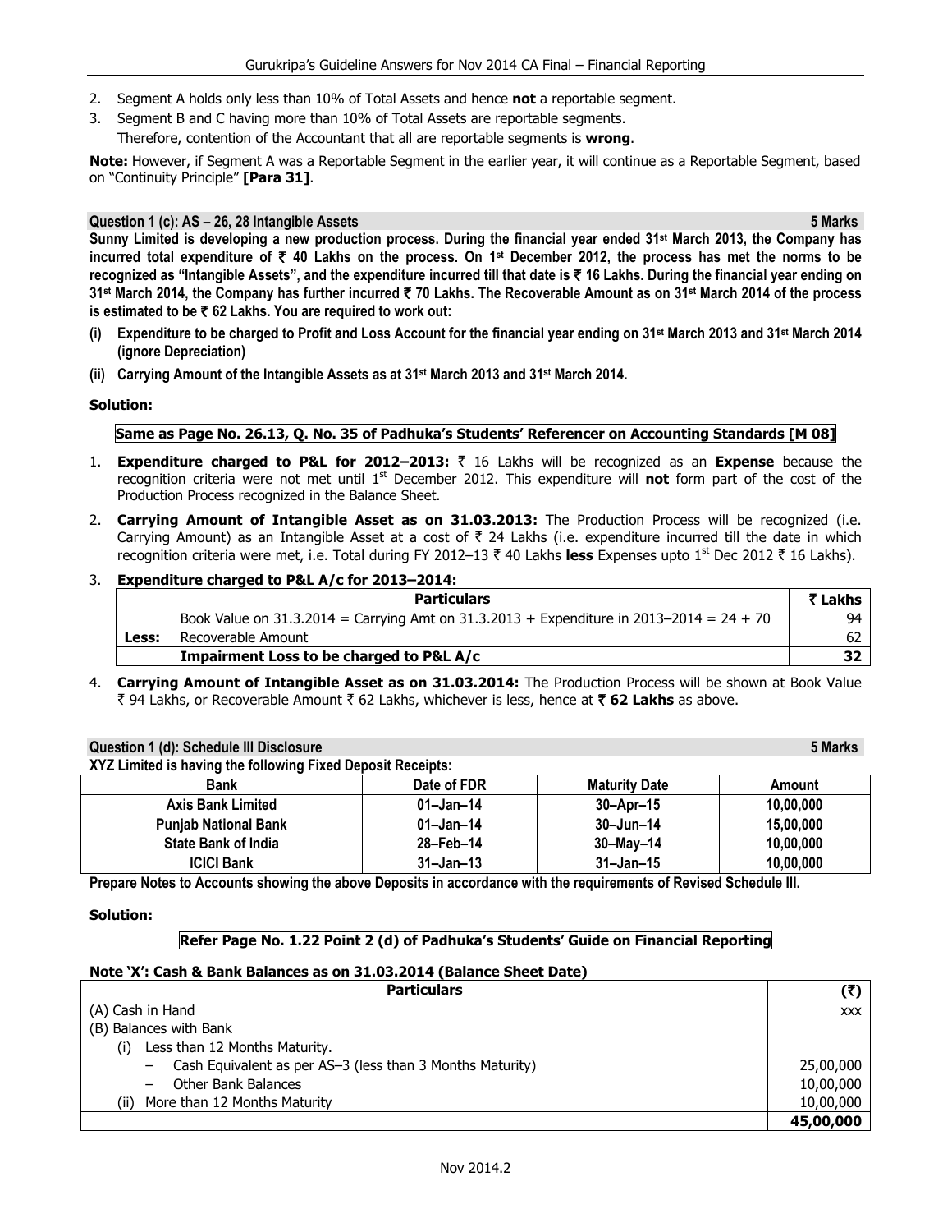2. Segment A holds only less than 10% of Total Assets and hence **not** a reportable segment.
3. Segment B and C having more than 10% of Total Assets are reportable segments.
   Therefore, contention of the Accountant that all are reportable segments is **wrong**.

**Note:** However, if Segment A was a Reportable Segment in the earlier year, it will continue as a Reportable Segment, based on "Continuity Principle" **[Para 31]**.

### Question 1 (c): AS – 26, 28 Intangible Assets — 5 Marks

**Sunny Limited is developing a new production process. During the financial year ended 31st March 2013, the Company has incurred total expenditure of ₹ 40 Lakhs on the process. On 1st December 2012, the process has met the norms to be recognized as "Intangible Assets", and the expenditure incurred till that date is ₹ 16 Lakhs. During the financial year ending on 31st March 2014, the Company has further incurred ₹ 70 Lakhs. The Recoverable Amount as on 31st March 2014 of the process is estimated to be ₹ 62 Lakhs. You are required to work out:**

**(i) Expenditure to be charged to Profit and Loss Account for the financial year ending on 31st March 2013 and 31st March 2014 (ignore Depreciation)**

**(ii) Carrying Amount of the Intangible Assets as at 31st March 2013 and 31st March 2014.**

**Solution:**

**Same as Page No. 26.13, Q. No. 35 of Padhuka's Students' Referencer on Accounting Standards [M 08]**

1. **Expenditure charged to P&L for 2012–2013:** ₹ 16 Lakhs will be recognized as an **Expense** because the recognition criteria were not met until 1st December 2012. This expenditure will **not** form part of the cost of the Production Process recognized in the Balance Sheet.
2. **Carrying Amount of Intangible Asset as on 31.03.2013:** The Production Process will be recognized (i.e. Carrying Amount) as an Intangible Asset at a cost of ₹ 24 Lakhs (i.e. expenditure incurred till the date in which recognition criteria were met, i.e. Total during FY 2012–13 ₹ 40 Lakhs **less** Expenses upto 1st Dec 2012 ₹ 16 Lakhs).
3. **Expenditure charged to P&L A/c for 2013–2014:**

| | Particulars | ₹ Lakhs |
|---|---|---|
| | Book Value on 31.3.2014 = Carrying Amt on 31.3.2013 + Expenditure in 2013–2014 = 24 + 70 | 94 |
| **Less:** | Recoverable Amount | 62 |
| | **Impairment Loss to be charged to P&L A/c** | **32** |

4. **Carrying Amount of Intangible Asset as on 31.03.2014:** The Production Process will be shown at Book Value ₹ 94 Lakhs, or Recoverable Amount ₹ 62 Lakhs, whichever is less, hence at **₹ 62 Lakhs** as above.

### Question 1 (d): Schedule III Disclosure — 5 Marks

**XYZ Limited is having the following Fixed Deposit Receipts:**

| Bank | Date of FDR | Maturity Date | Amount |
|---|---|---|---|
| **Axis Bank Limited** | **01–Jan–14** | **30–Apr–15** | **10,00,000** |
| **Punjab National Bank** | **01–Jan–14** | **30–Jun–14** | **15,00,000** |
| **State Bank of India** | **28–Feb–14** | **30–May–14** | **10,00,000** |
| **ICICI Bank** | **31–Jan–13** | **31–Jan–15** | **10,00,000** |

**Prepare Notes to Accounts showing the above Deposits in accordance with the requirements of Revised Schedule III.**

**Solution:**

**Refer Page No. 1.22 Point 2 (d) of Padhuka's Students' Guide on Financial Reporting**

**Note 'X': Cash & Bank Balances as on 31.03.2014 (Balance Sheet Date)**

| Particulars | (₹) |
|---|---|
| (A) Cash in Hand | xxx |
| (B) Balances with Bank | |
| (i) Less than 12 Months Maturity. | |
| – Cash Equivalent as per AS–3 (less than 3 Months Maturity) | 25,00,000 |
| – Other Bank Balances | 10,00,000 |
| (ii) More than 12 Months Maturity | 10,00,000 |
| | **45,00,000** |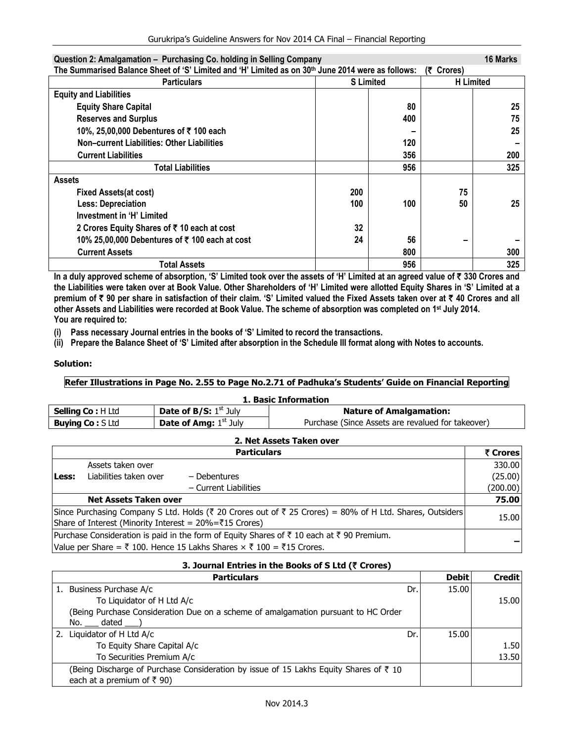**Question 2: Amalgamation – Purchasing Co. holding in Selling Company** **16 Marks**

**The Summarised Balance Sheet of 'S' Limited and 'H' Limited as on 30th June 2014 were as follows: (₹ Crores)**

| Particulars | S Limited | | H Limited | |
|---|---|---|---|---|
| **Equity and Liabilities** | | | | |
| **Equity Share Capital** | | **80** | | **25** |
| **Reserves and Surplus** | | **400** | | **75** |
| **10%, 25,00,000 Debentures of ₹ 100 each** | | **–** | | **25** |
| **Non–current Liabilities: Other Liabilities** | | **120** | | **–** |
| **Current Liabilities** | | **356** | | **200** |
| **Total Liabilities** | | **956** | | **325** |
| **Assets** | | | | |
| **Fixed Assets(at cost)** | **200** | | **75** | |
| **Less: Depreciation** | **100** | **100** | **50** | **25** |
| **Investment in 'H' Limited** | | | | |
| **2 Crores Equity Shares of ₹ 10 each at cost** | **32** | | | |
| **10% 25,00,000 Debentures of ₹ 100 each at cost** | **24** | **56** | **–** | **–** |
| **Current Assets** | | **800** | | **300** |
| **Total Assets** | | **956** | | **325** |

**In a duly approved scheme of absorption, 'S' Limited took over the assets of 'H' Limited at an agreed value of ₹ 330 Crores and the Liabilities were taken over at Book Value. Other Shareholders of 'H' Limited were allotted Equity Shares in 'S' Limited at a premium of ₹ 90 per share in satisfaction of their claim. 'S' Limited valued the Fixed Assets taken over at ₹ 40 Crores and all other Assets and Liabilities were recorded at Book Value. The scheme of absorption was completed on 1st July 2014.**

**You are required to:**

**(i) Pass necessary Journal entries in the books of 'S' Limited to record the transactions.**

**(ii) Prepare the Balance Sheet of 'S' Limited after absorption in the Schedule III format along with Notes to accounts.**

**Solution:**

**Refer Illustrations in Page No. 2.55 to Page No.2.71 of Padhuka's Students' Guide on Financial Reporting**

**1. Basic Information**

| | | |
|---|---|---|
| **Selling Co :** H Ltd | **Date of B/S:** 1st July | **Nature of Amalgamation:** |
| **Buying Co :** S Ltd | **Date of Amg:** 1st July | Purchase (Since Assets are revalued for takeover) |

**2. Net Assets Taken over**

| | Particulars | | ₹ Crores |
|---|---|---|---|
| | Assets taken over | | 330.00 |
| **Less:** | Liabilities taken over | – Debentures | (25.00) |
| | | – Current Liabilities | (200.00) |
| | **Net Assets Taken over** | | **75.00** |
| Since Purchasing Company S Ltd. Holds (₹ 20 Crores out of ₹ 25 Crores) = 80% of H Ltd. Shares, Outsiders Share of Interest (Minority Interest = 20%=₹15 Crores) | | | 15.00 |
| Purchase Consideration is paid in the form of Equity Shares of ₹ 10 each at ₹ 90 Premium. Value per Share = ₹ 100. Hence 15 Lakhs Shares × ₹ 100 = ₹15 Crores. | | | – |

**3. Journal Entries in the Books of S Ltd (₹ Crores)**

| Particulars | | Debit | Credit |
|---|---|---|---|
| 1. Business Purchase A/c | Dr. | 15.00 | |
| To Liquidator of H Ltd A/c | | | 15.00 |
| (Being Purchase Consideration Due on a scheme of amalgamation pursuant to HC Order No. ___ dated ___) | | | |
| 2. Liquidator of H Ltd A/c | Dr. | 15.00 | |
| To Equity Share Capital A/c | | | 1.50 |
| To Securities Premium A/c | | | 13.50 |
| (Being Discharge of Purchase Consideration by issue of 15 Lakhs Equity Shares of ₹ 10 each at a premium of ₹ 90) | | | |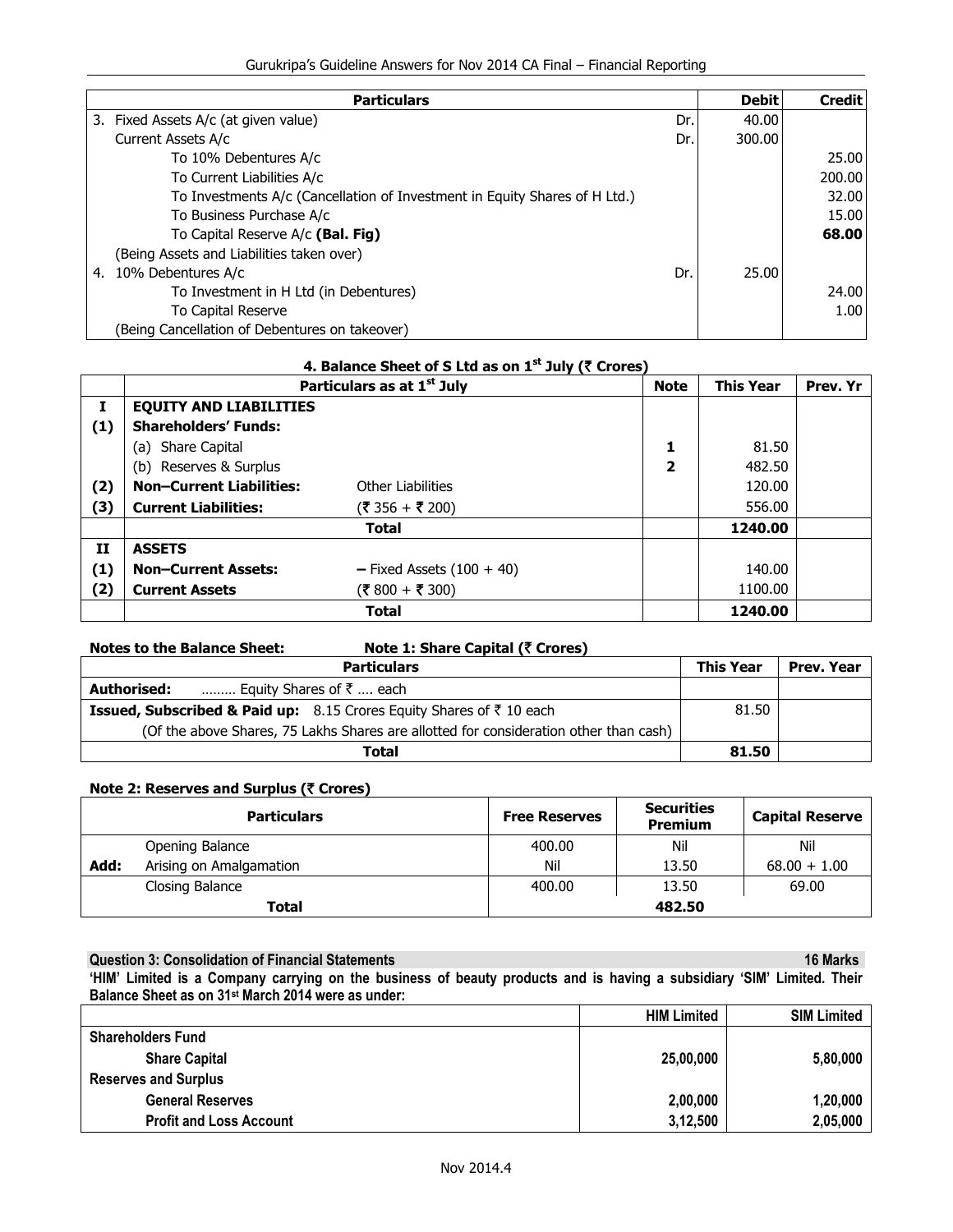| Particulars | | Debit | Credit |
|---|---|---|---|
| 3. Fixed Assets A/c (at given value) | Dr. | 40.00 | |
| Current Assets A/c | Dr. | 300.00 | |
| To 10% Debentures A/c | | | 25.00 |
| To Current Liabilities A/c | | | 200.00 |
| To Investments A/c (Cancellation of Investment in Equity Shares of H Ltd.) | | | 32.00 |
| To Business Purchase A/c | | | 15.00 |
| To Capital Reserve A/c **(Bal. Fig)** | | | **68.00** |
| (Being Assets and Liabilities taken over) | | | |
| 4. 10% Debentures A/c | Dr. | 25.00 | |
| To Investment in H Ltd (in Debentures) | | | 24.00 |
| To Capital Reserve | | | 1.00 |
| (Being Cancellation of Debentures on takeover) | | | |

### 4. Balance Sheet of S Ltd as on 1st July (₹ Crores)

| | Particulars as at 1st July | | Note | This Year | Prev. Yr |
|---|---|---|---|---|---|
| **I** | **EQUITY AND LIABILITIES** | | | | |
| **(1)** | **Shareholders' Funds:** | | | | |
| | (a) Share Capital | | **1** | 81.50 | |
| | (b) Reserves & Surplus | | **2** | 482.50 | |
| **(2)** | **Non–Current Liabilities:** | Other Liabilities | | 120.00 | |
| **(3)** | **Current Liabilities:** | (₹ 356 + ₹ 200) | | 556.00 | |
| | | **Total** | | **1240.00** | |
| **II** | **ASSETS** | | | | |
| **(1)** | **Non–Current Assets:** | – Fixed Assets (100 + 40) | | 140.00 | |
| **(2)** | **Current Assets** | (₹ 800 + ₹ 300) | | 1100.00 | |
| | | **Total** | | **1240.00** | |

**Notes to the Balance Sheet:** **Note 1: Share Capital (₹ Crores)**

| Particulars | This Year | Prev. Year |
|---|---|---|
| **Authorised:** ……… Equity Shares of ₹ …. each | | |
| **Issued, Subscribed & Paid up:** 8.15 Crores Equity Shares of ₹ 10 each | 81.50 | |
| (Of the above Shares, 75 Lakhs Shares are allotted for consideration other than cash) | | |
| **Total** | **81.50** | |

**Note 2: Reserves and Surplus (₹ Crores)**

| | Particulars | Free Reserves | Securities Premium | Capital Reserve |
|---|---|---|---|---|
| | Opening Balance | 400.00 | Nil | Nil |
| **Add:** | Arising on Amalgamation | Nil | 13.50 | 68.00 + 1.00 |
| | Closing Balance | 400.00 | 13.50 | 69.00 |
| | **Total** | | 482.50 | |

**Question 3: Consolidation of Financial Statements** **16 Marks**

**'HIM' Limited is a Company carrying on the business of beauty products and is having a subsidiary 'SIM' Limited. Their Balance Sheet as on 31st March 2014 were as under:**

| | HIM Limited | SIM Limited |
|---|---|---|
| **Shareholders Fund** | | |
| **Share Capital** | **25,00,000** | **5,80,000** |
| **Reserves and Surplus** | | |
| **General Reserves** | **2,00,000** | **1,20,000** |
| **Profit and Loss Account** | **3,12,500** | **2,05,000** |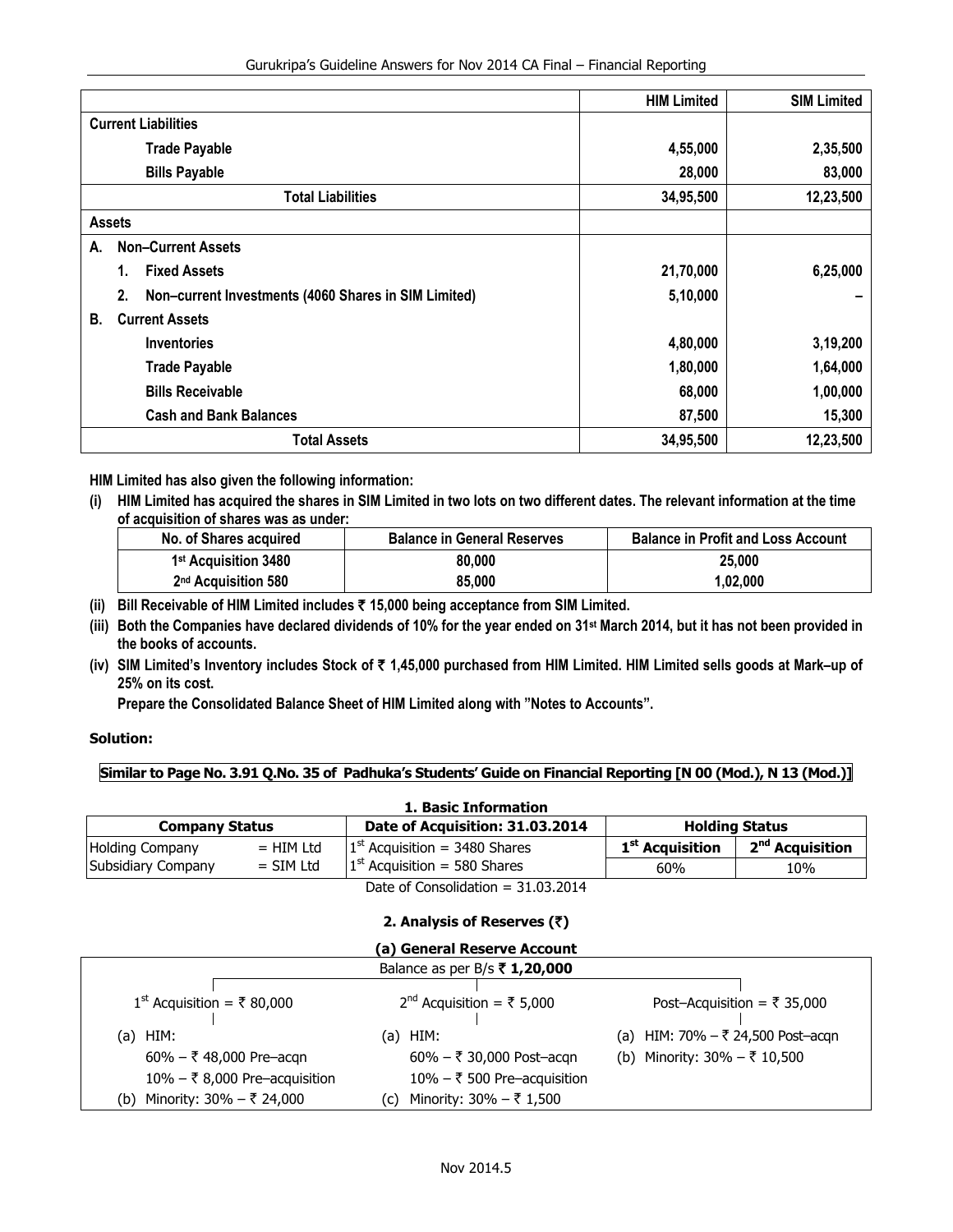| | HIM Limited | SIM Limited |
|---|---|---|
| **Current Liabilities** | | |
| **Trade Payable** | **4,55,000** | **2,35,500** |
| **Bills Payable** | **28,000** | **83,000** |
| **Total Liabilities** | **34,95,500** | **12,23,500** |
| **Assets** | | |
| **A. Non–Current Assets** | | |
| **1. Fixed Assets** | **21,70,000** | **6,25,000** |
| **2. Non–current Investments (4060 Shares in SIM Limited)** | **5,10,000** | **–** |
| **B. Current Assets** | | |
| **Inventories** | **4,80,000** | **3,19,200** |
| **Trade Payable** | **1,80,000** | **1,64,000** |
| **Bills Receivable** | **68,000** | **1,00,000** |
| **Cash and Bank Balances** | **87,500** | **15,300** |
| **Total Assets** | **34,95,500** | **12,23,500** |

**HIM Limited has also given the following information:**

**(i) HIM Limited has acquired the shares in SIM Limited in two lots on two different dates. The relevant information at the time of acquisition of shares was as under:**

| No. of Shares acquired | Balance in General Reserves | Balance in Profit and Loss Account |
|---|---|---|
| 1st Acquisition 3480 | 80,000 | 25,000 |
| 2nd Acquisition 580 | 85,000 | 1,02,000 |

**(ii) Bill Receivable of HIM Limited includes ₹ 15,000 being acceptance from SIM Limited.**

**(iii) Both the Companies have declared dividends of 10% for the year ended on 31st March 2014, but it has not been provided in the books of accounts.**

**(iv) SIM Limited's Inventory includes Stock of ₹ 1,45,000 purchased from HIM Limited. HIM Limited sells goods at Mark–up of 25% on its cost.**

**Prepare the Consolidated Balance Sheet of HIM Limited along with "Notes to Accounts".**

**Solution:**

**Similar to Page No. 3.91 Q.No. 35 of Padhuka's Students' Guide on Financial Reporting [N 00 (Mod.), N 13 (Mod.)]**

### 1. Basic Information

| Company Status | | Date of Acquisition: 31.03.2014 | Holding Status | |
|---|---|---|---|---|
| | | | **1st Acquisition** | **2nd Acquisition** |
| Holding Company | = HIM Ltd | 1st Acquisition = 3480 Shares | 60% | 10% |
| Subsidiary Company | = SIM Ltd | 1st Acquisition = 580 Shares | | |

Date of Consolidation = 31.03.2014

### 2. Analysis of Reserves (₹)

**(a) General Reserve Account**

Balance as per B/s **₹ 1,20,000**

| 1st Acquisition = ₹ 80,000 | 2nd Acquisition = ₹ 5,000 | Post–Acquisition = ₹ 35,000 |
|---|---|---|
| (a) HIM: | (a) HIM: | (a) HIM: 70% – ₹ 24,500 Post–acqn |
| 60% – ₹ 48,000 Pre–acqn | 60% – ₹ 30,000 Post–acqn | (b) Minority: 30% – ₹ 10,500 |
| 10% – ₹ 8,000 Pre–acquisition | 10% – ₹ 500 Pre–acquisition | |
| (b) Minority: 30% – ₹ 24,000 | (c) Minority: 30% – ₹ 1,500 | |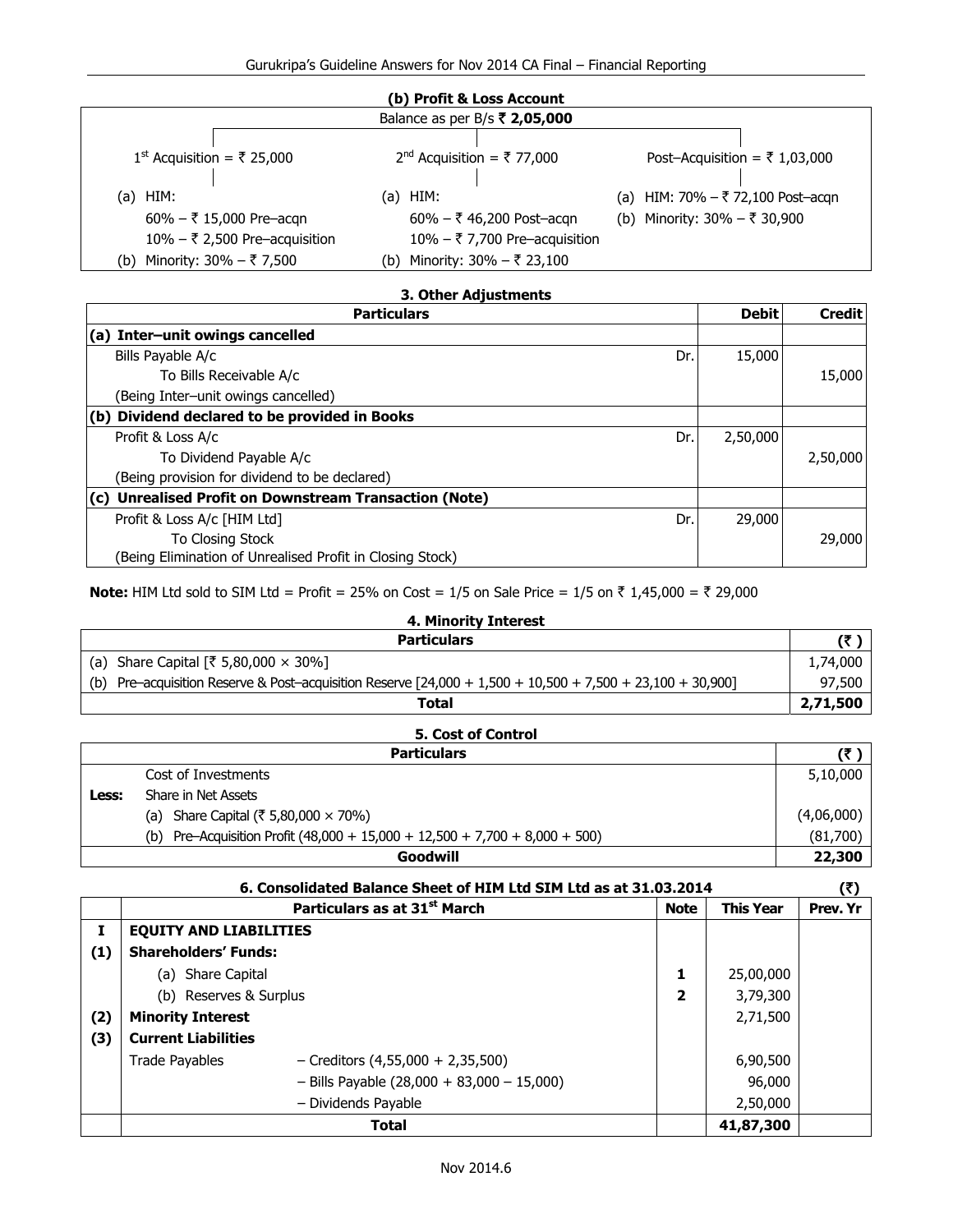### (b) Profit & Loss Account

Balance as per B/s ₹ **2,05,000**

| 1[st] Acquisition = ₹ 25,000 | 2[nd] Acquisition = ₹ 77,000 | Post–Acquisition = ₹ 1,03,000 |
|---|---|---|
| (a) HIM: | (a) HIM: | (a) HIM: 70% – ₹ 72,100 Post–acqn |
| 60% – ₹ 15,000 Pre–acqn | 60% – ₹ 46,200 Post–acqn | (b) Minority: 30% – ₹ 30,900 |
| 10% – ₹ 2,500 Pre–acquisition | 10% – ₹ 7,700 Pre–acquisition | |
| (b) Minority: 30% – ₹ 7,500 | (b) Minority: 30% – ₹ 23,100 | |

### 3. Other Adjustments

| Particulars | | Debit | Credit |
|---|---|---|---|
| **(a) Inter–unit owings cancelled** | | | |
| Bills Payable A/c | Dr. | 15,000 | |
| To Bills Receivable A/c | | | 15,000 |
| (Being Inter–unit owings cancelled) | | | |
| **(b) Dividend declared to be provided in Books** | | | |
| Profit & Loss A/c | Dr. | 2,50,000 | |
| To Dividend Payable A/c | | | 2,50,000 |
| (Being provision for dividend to be declared) | | | |
| **(c) Unrealised Profit on Downstream Transaction (Note)** | | | |
| Profit & Loss A/c [HIM Ltd] | Dr. | 29,000 | |
| To Closing Stock | | | 29,000 |
| (Being Elimination of Unrealised Profit in Closing Stock) | | | |

**Note:** HIM Ltd sold to SIM Ltd = Profit = 25% on Cost = 1/5 on Sale Price = 1/5 on ₹ 1,45,000 = ₹ 29,000

### 4. Minority Interest

| Particulars | (₹) |
|---|---|
| (a) Share Capital [₹ 5,80,000 × 30%] | 1,74,000 |
| (b) Pre–acquisition Reserve & Post–acquisition Reserve [24,000 + 1,500 + 10,500 + 7,500 + 23,100 + 30,900] | 97,500 |
| **Total** | **2,71,500** |

### 5. Cost of Control

| | Particulars | (₹) |
|---|---|---|
| | Cost of Investments | 5,10,000 |
| **Less:** | Share in Net Assets | |
| | (a) Share Capital (₹ 5,80,000 × 70%) | (4,06,000) |
| | (b) Pre–Acquisition Profit (48,000 + 15,000 + 12,500 + 7,700 + 8,000 + 500) | (81,700) |
| | **Goodwill** | **22,300** |

### 6. Consolidated Balance Sheet of HIM Ltd SIM Ltd as at 31.03.2014 (₹)

| | Particulars as at 31[st] March | | Note | This Year | Prev. Yr |
|---|---|---|---|---|---|
| **I** | **EQUITY AND LIABILITIES** | | | | |
| **(1)** | **Shareholders' Funds:** | | | | |
| | (a) Share Capital | | **1** | 25,00,000 | |
| | (b) Reserves & Surplus | | **2** | 3,79,300 | |
| **(2)** | **Minority Interest** | | | 2,71,500 | |
| **(3)** | **Current Liabilities** | | | | |
| | Trade Payables | – Creditors (4,55,000 + 2,35,500) | | 6,90,500 | |
| | | – Bills Payable (28,000 + 83,000 – 15,000) | | 96,000 | |
| | | – Dividends Payable | | 2,50,000 | |
| | **Total** | | | **41,87,300** | |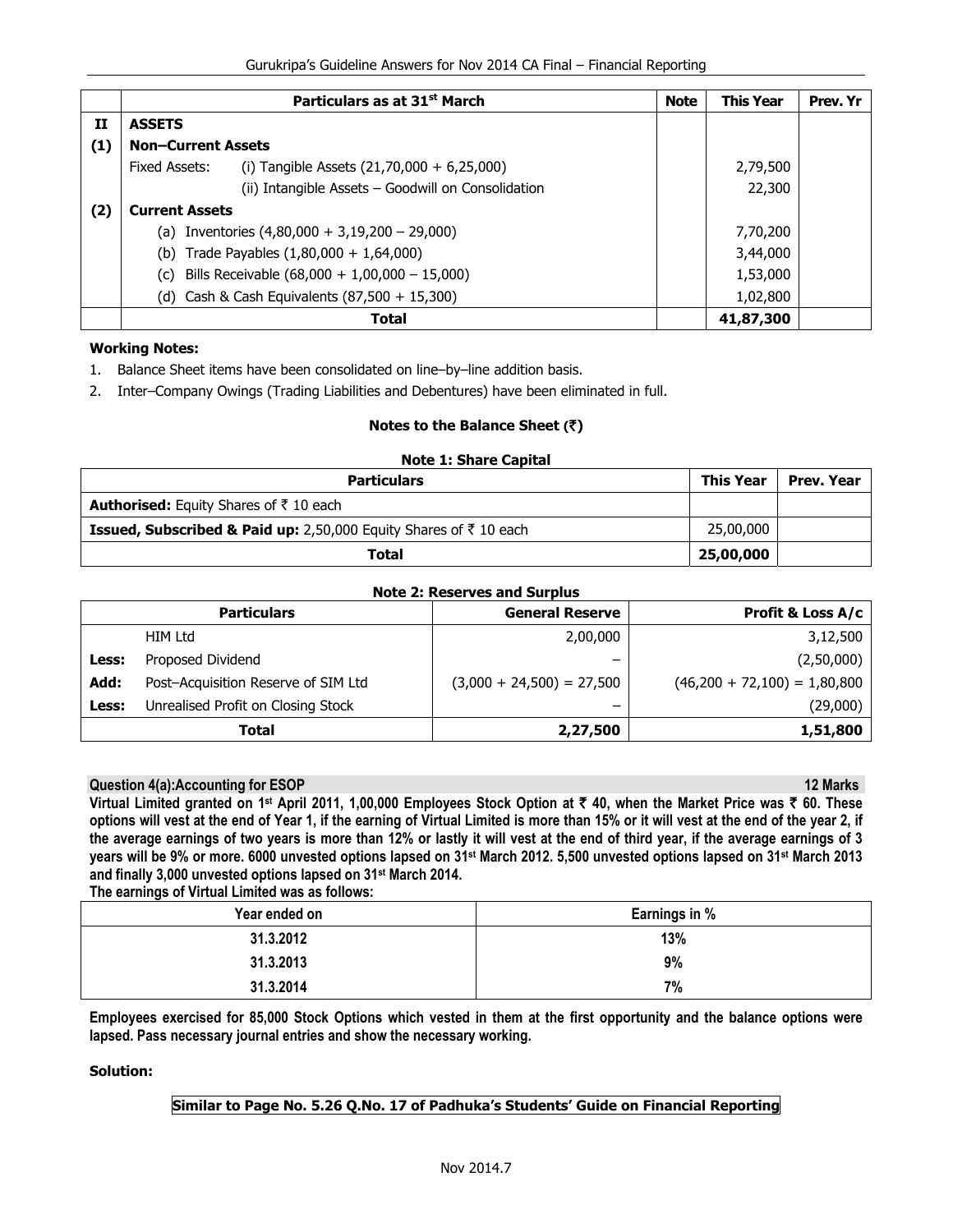|  | Particulars as at 31st March | Note | This Year | Prev. Yr |
|---|---|---|---|---|
| **II** | **ASSETS** |  |  |  |
| **(1)** | **Non–Current Assets** |  |  |  |
|  | Fixed Assets: (i) Tangible Assets (21,70,000 + 6,25,000) |  | 2,79,500 |  |
|  | (ii) Intangible Assets – Goodwill on Consolidation |  | 22,300 |  |
| **(2)** | **Current Assets** |  |  |  |
|  | (a) Inventories (4,80,000 + 3,19,200 – 29,000) |  | 7,70,200 |  |
|  | (b) Trade Payables (1,80,000 + 1,64,000) |  | 3,44,000 |  |
|  | (c) Bills Receivable (68,000 + 1,00,000 – 15,000) |  | 1,53,000 |  |
|  | (d) Cash & Cash Equivalents (87,500 + 15,300) |  | 1,02,800 |  |
|  | **Total** |  | **41,87,300** |  |

**Working Notes:**

1. Balance Sheet items have been consolidated on line–by–line addition basis.
2. Inter–Company Owings (Trading Liabilities and Debentures) have been eliminated in full.

**Notes to the Balance Sheet (₹)**

**Note 1: Share Capital**

| Particulars | This Year | Prev. Year |
|---|---|---|
| **Authorised:** Equity Shares of ₹ 10 each |  |  |
| **Issued, Subscribed & Paid up:** 2,50,000 Equity Shares of ₹ 10 each | 25,00,000 |  |
| **Total** | **25,00,000** |  |

**Note 2: Reserves and Surplus**

|  | Particulars | General Reserve | Profit & Loss A/c |
|---|---|---|---|
|  | HIM Ltd | 2,00,000 | 3,12,500 |
| **Less:** | Proposed Dividend | – | (2,50,000) |
| **Add:** | Post–Acquisition Reserve of SIM Ltd | (3,000 + 24,500) = 27,500 | (46,200 + 72,100) = 1,80,800 |
| **Less:** | Unrealised Profit on Closing Stock | – | (29,000) |
|  | **Total** | **2,27,500** | **1,51,800** |

**Question 4(a):Accounting for ESOP** **12 Marks**

**Virtual Limited granted on 1st April 2011, 1,00,000 Employees Stock Option at ₹ 40, when the Market Price was ₹ 60. These options will vest at the end of Year 1, if the earning of Virtual Limited is more than 15% or it will vest at the end of the year 2, if the average earnings of two years is more than 12% or lastly it will vest at the end of third year, if the average earnings of 3 years will be 9% or more. 6000 unvested options lapsed on 31st March 2012. 5,500 unvested options lapsed on 31st March 2013 and finally 3,000 unvested options lapsed on 31st March 2014.**

**The earnings of Virtual Limited was as follows:**

| Year ended on | Earnings in % |
|---|---|
| 31.3.2012 | 13% |
| 31.3.2013 | 9% |
| 31.3.2014 | 7% |

**Employees exercised for 85,000 Stock Options which vested in them at the first opportunity and the balance options were lapsed. Pass necessary journal entries and show the necessary working.**

**Solution:**

**Similar to Page No. 5.26 Q.No. 17 of Padhuka's Students' Guide on Financial Reporting**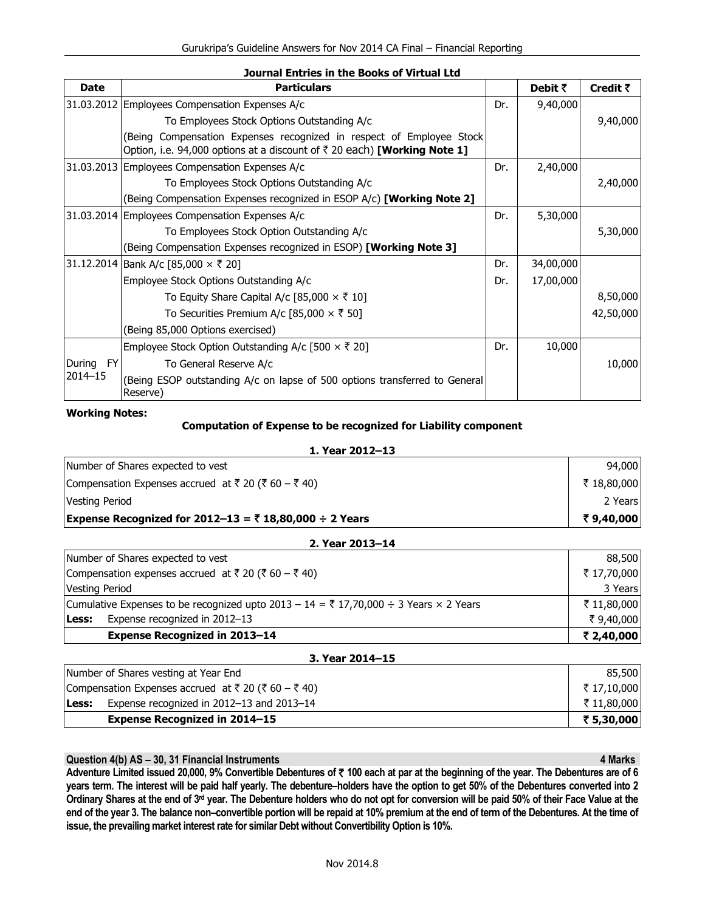**Journal Entries in the Books of Virtual Ltd**

| Date | Particulars | | Debit ₹ | Credit ₹ |
|---|---|---|---|---|
| 31.03.2012 | Employees Compensation Expenses A/c | Dr. | 9,40,000 | |
| | To Employees Stock Options Outstanding A/c | | | 9,40,000 |
| | (Being Compensation Expenses recognized in respect of Employee Stock Option, i.e. 94,000 options at a discount of ₹ 20 each) **[Working Note 1]** | | | |
| 31.03.2013 | Employees Compensation Expenses A/c | Dr. | 2,40,000 | |
| | To Employees Stock Options Outstanding A/c | | | 2,40,000 |
| | (Being Compensation Expenses recognized in ESOP A/c) **[Working Note 2]** | | | |
| 31.03.2014 | Employees Compensation Expenses A/c | Dr. | 5,30,000 | |
| | To Employees Stock Option Outstanding A/c | | | 5,30,000 |
| | (Being Compensation Expenses recognized in ESOP) **[Working Note 3]** | | | |
| 31.12.2014 | Bank A/c [85,000 × ₹ 20] | Dr. | 34,00,000 | |
| | Employee Stock Options Outstanding A/c | Dr. | 17,00,000 | |
| | To Equity Share Capital A/c [85,000 × ₹ 10] | | | 8,50,000 |
| | To Securities Premium A/c [85,000 × ₹ 50] | | | 42,50,000 |
| | (Being 85,000 Options exercised) | | | |
| During FY 2014–15 | Employee Stock Option Outstanding A/c [500 × ₹ 20] | Dr. | 10,000 | |
| | To General Reserve A/c | | | 10,000 |
| | (Being ESOP outstanding A/c on lapse of 500 options transferred to General Reserve) | | | |

**Working Notes:**

**Computation of Expense to be recognized for Liability component**

**1. Year 2012–13**

| | |
|---|---|
| Number of Shares expected to vest | 94,000 |
| Compensation Expenses accrued at ₹ 20 (₹ 60 – ₹ 40) | ₹ 18,80,000 |
| Vesting Period | 2 Years |
| **Expense Recognized for 2012–13 = ₹ 18,80,000 ÷ 2 Years** | **₹ 9,40,000** |

**2. Year 2013–14**

| | |
|---|---|
| Number of Shares expected to vest | 88,500 |
| Compensation expenses accrued at ₹ 20 (₹ 60 – ₹ 40) | ₹ 17,70,000 |
| Vesting Period | 3 Years |
| Cumulative Expenses to be recognized upto 2013 – 14 = ₹ 17,70,000 ÷ 3 Years × 2 Years | ₹ 11,80,000 |
| **Less:** Expense recognized in 2012–13 | ₹ 9,40,000 |
| **Expense Recognized in 2013–14** | **₹ 2,40,000** |

**3. Year 2014–15**

| | |
|---|---|
| Number of Shares vesting at Year End | 85,500 |
| Compensation Expenses accrued at ₹ 20 (₹ 60 – ₹ 40) | ₹ 17,10,000 |
| **Less:** Expense recognized in 2012–13 and 2013–14 | ₹ 11,80,000 |
| **Expense Recognized in 2014–15** | **₹ 5,30,000** |

**Question 4(b) AS – 30, 31 Financial Instruments — 4 Marks**

**Adventure Limited issued 20,000, 9% Convertible Debentures of ₹ 100 each at par at the beginning of the year. The Debentures are of 6 years term. The interest will be paid half yearly. The debenture–holders have the option to get 50% of the Debentures converted into 2 Ordinary Shares at the end of 3rd year. The Debenture holders who do not opt for conversion will be paid 50% of their Face Value at the end of the year 3. The balance non–convertible portion will be repaid at 10% premium at the end of term of the Debentures. At the time of issue, the prevailing market interest rate for similar Debt without Convertibility Option is 10%.**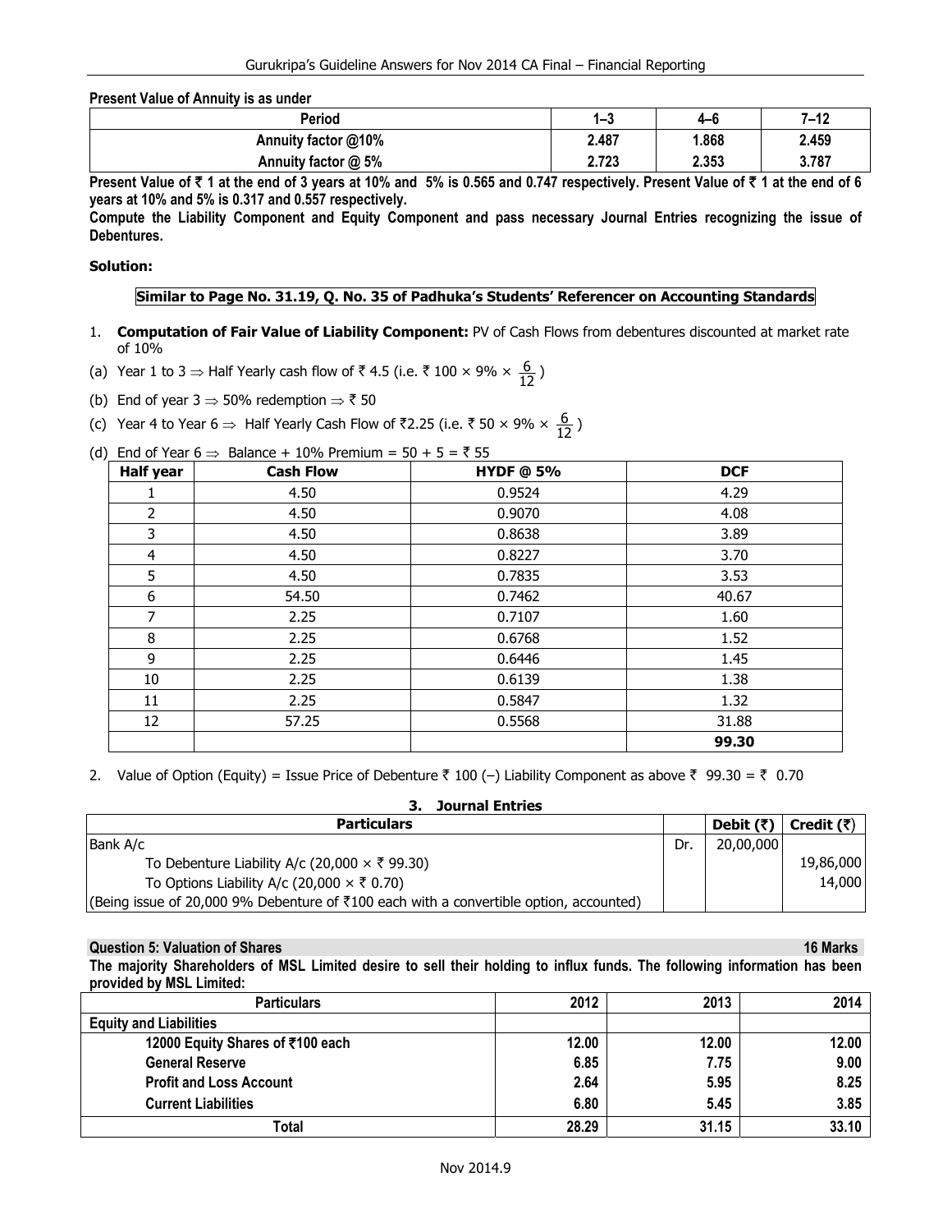**Present Value of Annuity is as under**

| Period | 1–3 | 4–6 | 7–12 |
|---|---|---|---|
| Annuity factor @10% | 2.487 | 1.868 | 2.459 |
| Annuity factor @ 5% | 2.723 | 2.353 | 3.787 |

**Present Value of ₹ 1 at the end of 3 years at 10% and 5% is 0.565 and 0.747 respectively. Present Value of ₹ 1 at the end of 6 years at 10% and 5% is 0.317 and 0.557 respectively.**

**Compute the Liability Component and Equity Component and pass necessary Journal Entries recognizing the issue of Debentures.**

**Solution:**

**Similar to Page No. 31.19, Q. No. 35 of Padhuka's Students' Referencer on Accounting Standards**

1. **Computation of Fair Value of Liability Component:** PV of Cash Flows from debentures discounted at market rate of 10%

(a) Year 1 to 3 ⇒ Half Yearly cash flow of ₹ 4.5 (i.e. ₹ 100 × 9% × $\frac{6}{12}$ )

(b) End of year 3 ⇒ 50% redemption ⇒ ₹ 50

(c) Year 4 to Year 6 ⇒ Half Yearly Cash Flow of ₹2.25 (i.e. ₹ 50 × 9% × $\frac{6}{12}$ )

(d) End of Year 6 ⇒ Balance + 10% Premium = 50 + 5 = ₹ 55

| Half year | Cash Flow | HYDF @ 5% | DCF |
|---|---|---|---|
| 1 | 4.50 | 0.9524 | 4.29 |
| 2 | 4.50 | 0.9070 | 4.08 |
| 3 | 4.50 | 0.8638 | 3.89 |
| 4 | 4.50 | 0.8227 | 3.70 |
| 5 | 4.50 | 0.7835 | 3.53 |
| 6 | 54.50 | 0.7462 | 40.67 |
| 7 | 2.25 | 0.7107 | 1.60 |
| 8 | 2.25 | 0.6768 | 1.52 |
| 9 | 2.25 | 0.6446 | 1.45 |
| 10 | 2.25 | 0.6139 | 1.38 |
| 11 | 2.25 | 0.5847 | 1.32 |
| 12 | 57.25 | 0.5568 | 31.88 |
| | | | **99.30** |

2. Value of Option (Equity) = Issue Price of Debenture ₹ 100 (–) Liability Component as above ₹ 99.30 = ₹ 0.70

**3. Journal Entries**

| Particulars | | Debit (₹) | Credit (₹) |
|---|---|---|---|
| Bank A/c | Dr. | 20,00,000 | |
| To Debenture Liability A/c (20,000 × ₹ 99.30) | | | 19,86,000 |
| To Options Liability A/c (20,000 × ₹ 0.70) | | | 14,000 |
| (Being issue of 20,000 9% Debenture of ₹100 each with a convertible option, accounted) | | | |

**Question 5: Valuation of Shares** **16 Marks**

**The majority Shareholders of MSL Limited desire to sell their holding to influx funds. The following information has been provided by MSL Limited:**

| Particulars | 2012 | 2013 | 2014 |
|---|---|---|---|
| **Equity and Liabilities** | | | |
| 12000 Equity Shares of ₹100 each | 12.00 | 12.00 | 12.00 |
| General Reserve | 6.85 | 7.75 | 9.00 |
| Profit and Loss Account | 2.64 | 5.95 | 8.25 |
| Current Liabilities | 6.80 | 5.45 | 3.85 |
| **Total** | **28.29** | **31.15** | **33.10** |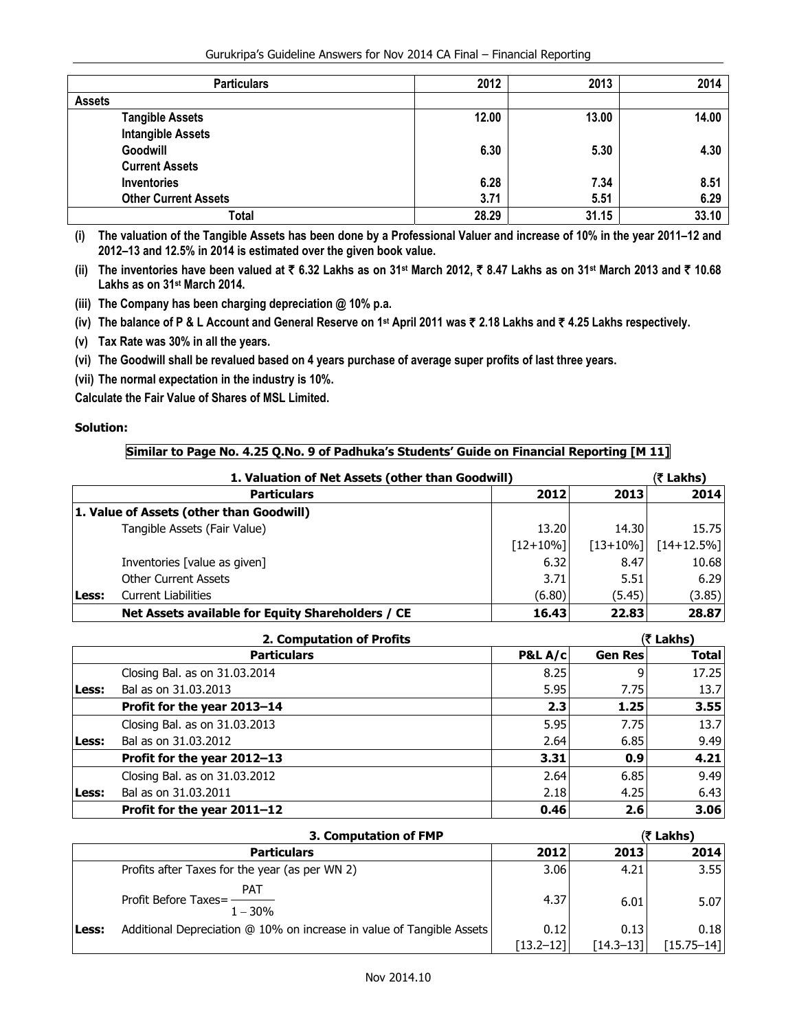| Particulars | 2012 | 2013 | 2014 |
|---|---|---|---|
| **Assets** | | | |
| **Tangible Assets** | **12.00** | **13.00** | **14.00** |
| **Intangible Assets** | | | |
| **Goodwill** | **6.30** | **5.30** | **4.30** |
| **Current Assets** | | | |
| **Inventories** | **6.28** | **7.34** | **8.51** |
| **Other Current Assets** | **3.71** | **5.51** | **6.29** |
| **Total** | **28.29** | **31.15** | **33.10** |

**(i) The valuation of the Tangible Assets has been done by a Professional Valuer and increase of 10% in the year 2011–12 and 2012–13 and 12.5% in 2014 is estimated over the given book value.**

**(ii) The inventories have been valued at ₹ 6.32 Lakhs as on 31st March 2012, ₹ 8.47 Lakhs as on 31st March 2013 and ₹ 10.68 Lakhs as on 31st March 2014.**

**(iii) The Company has been charging depreciation @ 10% p.a.**

**(iv) The balance of P & L Account and General Reserve on 1st April 2011 was ₹ 2.18 Lakhs and ₹ 4.25 Lakhs respectively.**

**(v) Tax Rate was 30% in all the years.**

**(vi) The Goodwill shall be revalued based on 4 years purchase of average super profits of last three years.**

**(vii) The normal expectation in the industry is 10%.**

**Calculate the Fair Value of Shares of MSL Limited.**

**Solution:**

**Similar to Page No. 4.25 Q.No. 9 of Padhuka's Students' Guide on Financial Reporting [M 11]**

**1. Valuation of Net Assets (other than Goodwill)** (₹ Lakhs)

| | Particulars | 2012 | 2013 | 2014 |
|---|---|---|---|---|
| **1. Value of Assets (other than Goodwill)** | | | | |
| | Tangible Assets (Fair Value) | 13.20 | 14.30 | 15.75 |
| | | [12+10%] | [13+10%] | [14+12.5%] |
| | Inventories [value as given] | 6.32 | 8.47 | 10.68 |
| | Other Current Assets | 3.71 | 5.51 | 6.29 |
| **Less:** | Current Liabilities | (6.80) | (5.45) | (3.85) |
| | **Net Assets available for Equity Shareholders / CE** | **16.43** | **22.83** | **28.87** |

**2. Computation of Profits** (₹ Lakhs)

| | Particulars | P&L A/c | Gen Res | Total |
|---|---|---|---|---|
| | Closing Bal. as on 31.03.2014 | 8.25 | 9 | 17.25 |
| **Less:** | Bal as on 31.03.2013 | 5.95 | 7.75 | 13.7 |
| | **Profit for the year 2013–14** | **2.3** | **1.25** | **3.55** |
| | Closing Bal. as on 31.03.2013 | 5.95 | 7.75 | 13.7 |
| **Less:** | Bal as on 31.03.2012 | 2.64 | 6.85 | 9.49 |
| | **Profit for the year 2012–13** | **3.31** | **0.9** | **4.21** |
| | Closing Bal. as on 31.03.2012 | 2.64 | 6.85 | 9.49 |
| **Less:** | Bal as on 31.03.2011 | 2.18 | 4.25 | 6.43 |
| | **Profit for the year 2011–12** | **0.46** | **2.6** | **3.06** |

**3. Computation of FMP** (₹ Lakhs)

| | Particulars | 2012 | 2013 | 2014 |
|---|---|---|---|---|
| | Profits after Taxes for the year (as per WN 2) | 3.06 | 4.21 | 3.55 |
| | Profit Before Taxes= $\frac{PAT}{1-30\%}$ | 4.37 | 6.01 | 5.07 |
| **Less:** | Additional Depreciation @ 10% on increase in value of Tangible Assets | 0.12 | 0.13 | 0.18 |
| | | [13.2–12] | [14.3–13] | [15.75–14] |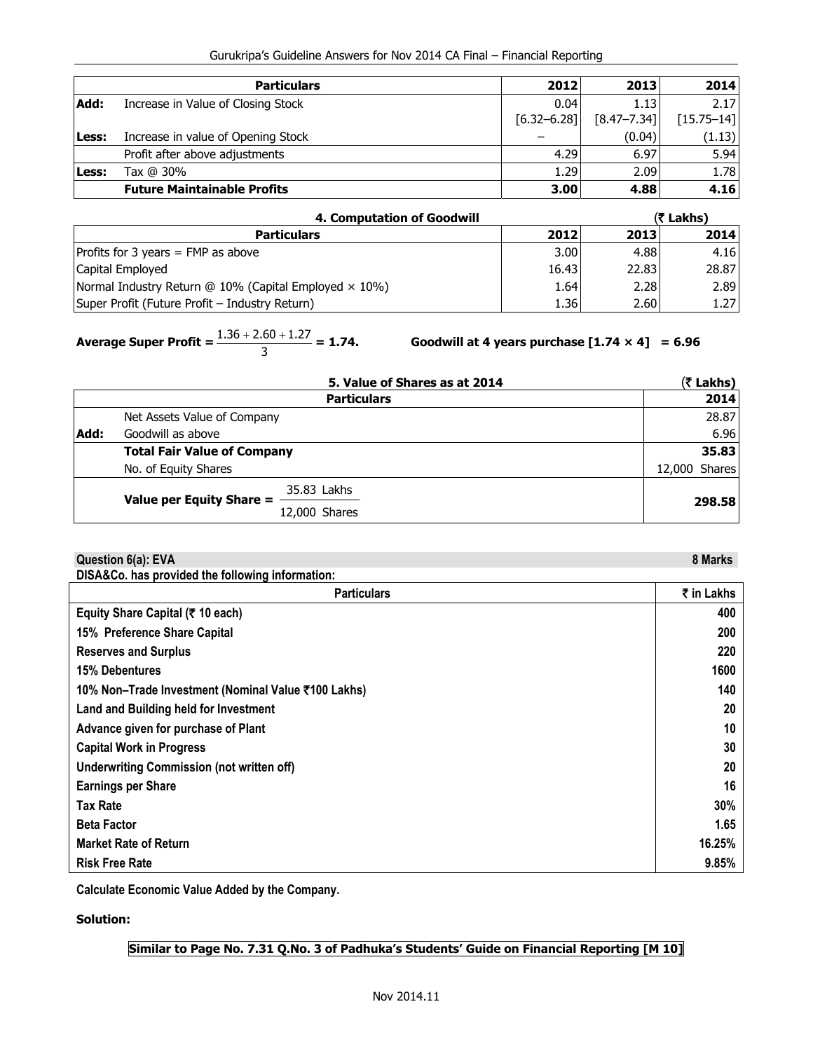| | Particulars | 2012 | 2013 | 2014 |
|---|---|---|---|---|
| **Add:** | Increase in Value of Closing Stock | 0.04 [6.32–6.28] | 1.13 [8.47–7.34] | 2.17 [15.75–14] |
| **Less:** | Increase in value of Opening Stock | – | (0.04) | (1.13) |
| | Profit after above adjustments | 4.29 | 6.97 | 5.94 |
| **Less:** | Tax @ 30% | 1.29 | 2.09 | 1.78 |
| | **Future Maintainable Profits** | **3.00** | **4.88** | **4.16** |

**4. Computation of Goodwill** (₹ Lakhs)

| Particulars | 2012 | 2013 | 2014 |
|---|---|---|---|
| Profits for 3 years = FMP as above | 3.00 | 4.88 | 4.16 |
| Capital Employed | 16.43 | 22.83 | 28.87 |
| Normal Industry Return @ 10% (Capital Employed × 10%) | 1.64 | 2.28 | 2.89 |
| Super Profit (Future Profit – Industry Return) | 1.36 | 2.60 | 1.27 |

**Average Super Profit =** $\frac{1.36 + 2.60 + 1.27}{3}$ **= 1.74.** **Goodwill at 4 years purchase [1.74 × 4] = 6.96**

**5. Value of Shares as at 2014** (₹ Lakhs)

| | Particulars | 2014 |
|---|---|---|
| | Net Assets Value of Company | 28.87 |
| **Add:** | Goodwill as above | 6.96 |
| | **Total Fair Value of Company** | **35.83** |
| | No. of Equity Shares | 12,000 Shares |
| | **Value per Equity Share =** $\frac{35.83 \text{ Lakhs}}{12{,}000 \text{ Shares}}$ | **298.58** |

**Question 6(a): EVA** **8 Marks**

**DISA&Co. has provided the following information:**

| Particulars | ₹ in Lakhs |
|---|---|
| **Equity Share Capital (₹ 10 each)** | **400** |
| **15% Preference Share Capital** | **200** |
| **Reserves and Surplus** | **220** |
| **15% Debentures** | **1600** |
| **10% Non–Trade Investment (Nominal Value ₹100 Lakhs)** | **140** |
| **Land and Building held for Investment** | **20** |
| **Advance given for purchase of Plant** | **10** |
| **Capital Work in Progress** | **30** |
| **Underwriting Commission (not written off)** | **20** |
| **Earnings per Share** | **16** |
| **Tax Rate** | **30%** |
| **Beta Factor** | **1.65** |
| **Market Rate of Return** | **16.25%** |
| **Risk Free Rate** | **9.85%** |

**Calculate Economic Value Added by the Company.**

**Solution:**

**Similar to Page No. 7.31 Q.No. 3 of Padhuka's Students' Guide on Financial Reporting [M 10]**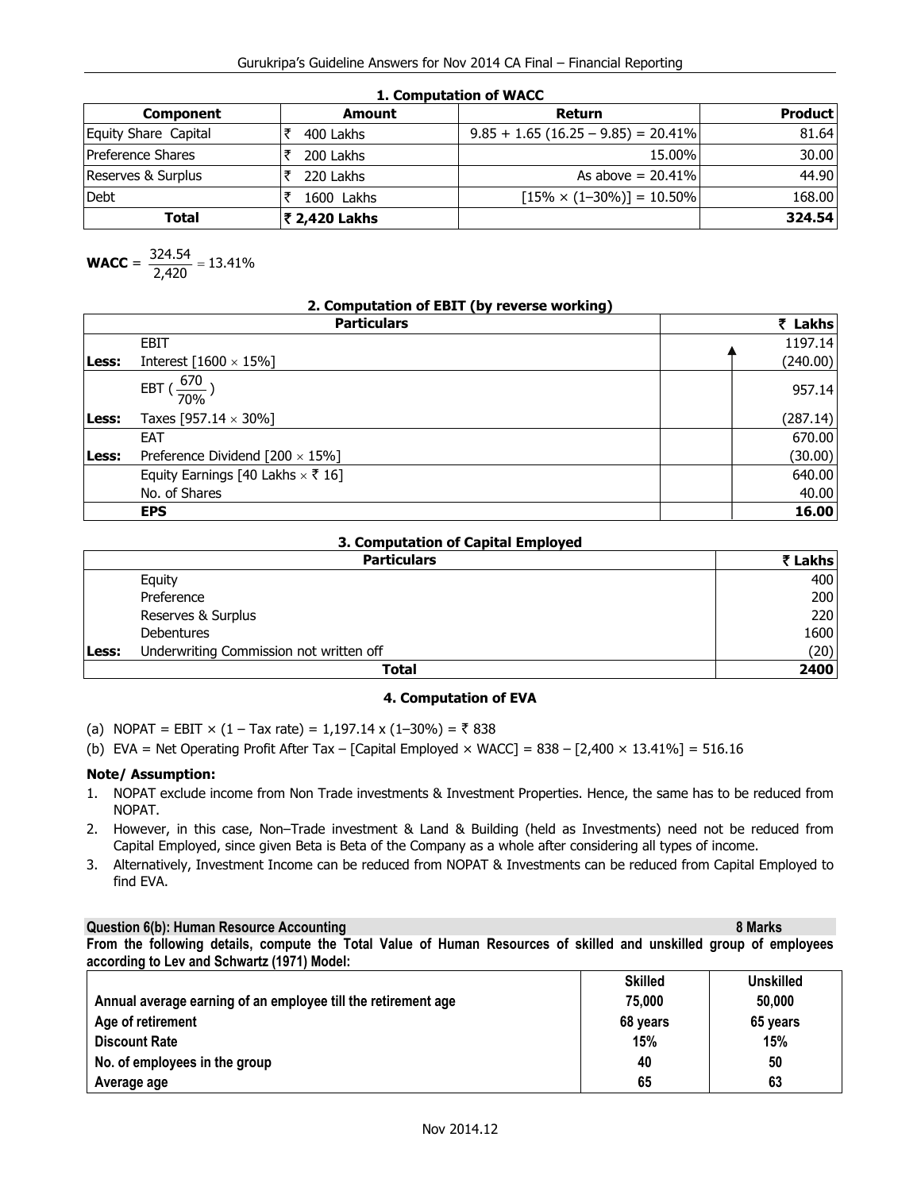### 1. Computation of WACC

| Component | Amount | Return | Product |
|---|---|---|---|
| Equity Share Capital | ₹ 400 Lakhs | 9.85 + 1.65 (16.25 – 9.85) = 20.41% | 81.64 |
| Preference Shares | ₹ 200 Lakhs | 15.00% | 30.00 |
| Reserves & Surplus | ₹ 220 Lakhs | As above = 20.41% | 44.90 |
| Debt | ₹ 1600 Lakhs | [15% × (1–30%)] = 10.50% | 168.00 |
| **Total** | **₹ 2,420 Lakhs** | | **324.54** |

**WACC** = $\frac{324.54}{2,420} = 13.41\%$

### 2. Computation of EBIT (by reverse working)

| | Particulars | ₹ Lakhs |
|---|---|---|
| | EBIT | 1197.14 |
| **Less:** | Interest [1600 × 15%] | (240.00) |
| | EBT ( $\frac{670}{70\%}$ ) | 957.14 |
| **Less:** | Taxes [957.14 × 30%] | (287.14) |
| | EAT | 670.00 |
| **Less:** | Preference Dividend [200 × 15%] | (30.00) |
| | Equity Earnings [40 Lakhs × ₹ 16] | 640.00 |
| | No. of Shares | 40.00 |
| | **EPS** | **16.00** |

### 3. Computation of Capital Employed

| | Particulars | ₹ Lakhs |
|---|---|---|
| | Equity | 400 |
| | Preference | 200 |
| | Reserves & Surplus | 220 |
| | Debentures | 1600 |
| **Less:** | Underwriting Commission not written off | (20) |
| | **Total** | **2400** |

### 4. Computation of EVA

(a) NOPAT = EBIT × (1 – Tax rate) = 1,197.14 x (1–30%) = ₹ 838

(b) EVA = Net Operating Profit After Tax – [Capital Employed × WACC] = 838 – [2,400 × 13.41%] = 516.16

**Note/ Assumption:**

1. NOPAT exclude income from Non Trade investments & Investment Properties. Hence, the same has to be reduced from NOPAT.
2. However, in this case, Non–Trade investment & Land & Building (held as Investments) need not be reduced from Capital Employed, since given Beta is Beta of the Company as a whole after considering all types of income.
3. Alternatively, Investment Income can be reduced from NOPAT & Investments can be reduced from Capital Employed to find EVA.

**Question 6(b): Human Resource Accounting — 8 Marks**

**From the following details, compute the Total Value of Human Resources of skilled and unskilled group of employees according to Lev and Schwartz (1971) Model:**

| | Skilled | Unskilled |
|---|---|---|
| Annual average earning of an employee till the retirement age | 75,000 | 50,000 |
| Age of retirement | 68 years | 65 years |
| Discount Rate | 15% | 15% |
| No. of employees in the group | 40 | 50 |
| Average age | 65 | 63 |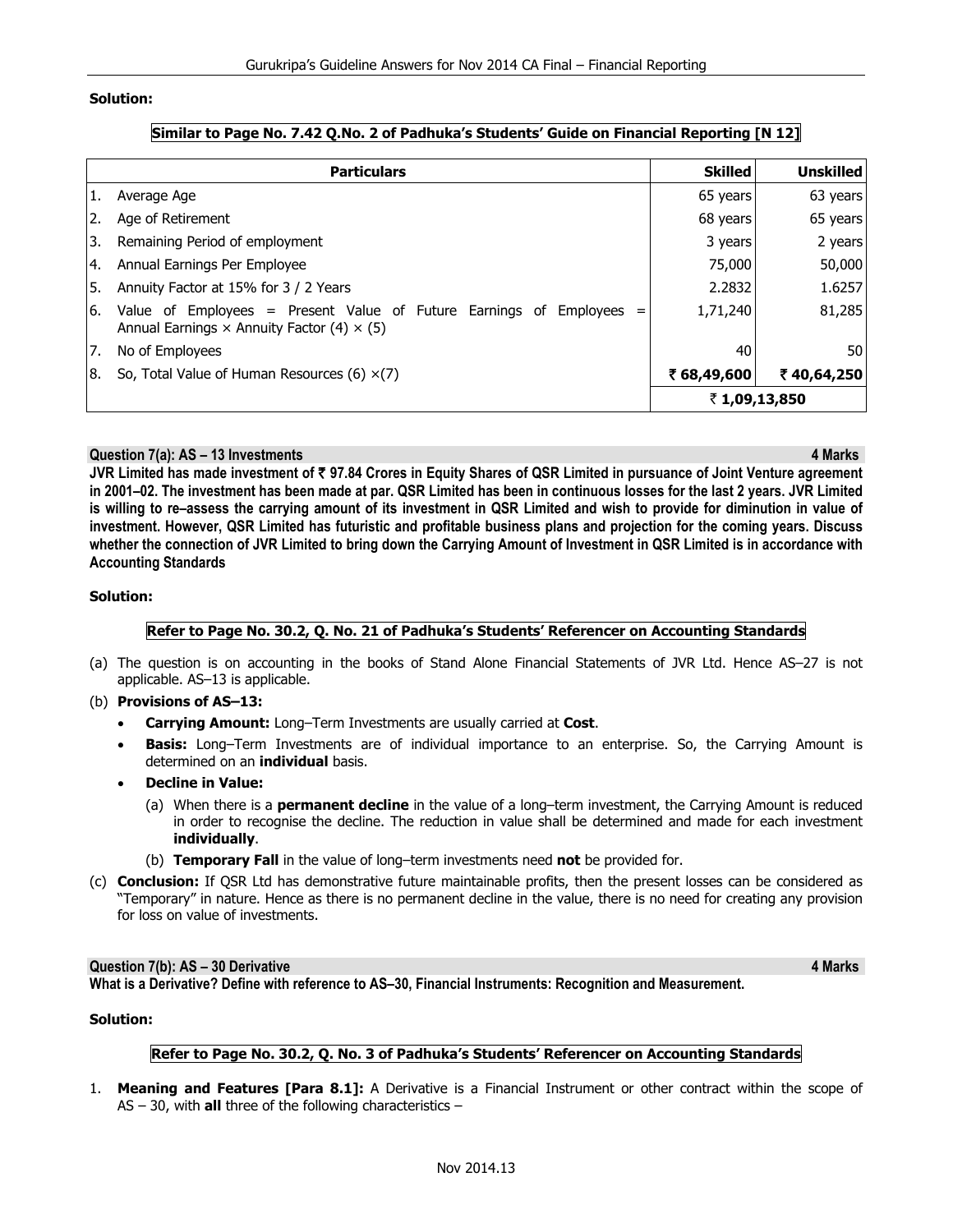**Solution:**

**Similar to Page No. 7.42 Q.No. 2 of Padhuka's Students' Guide on Financial Reporting [N 12]**

| | Particulars | Skilled | Unskilled |
|---|---|---|---|
| 1. | Average Age | 65 years | 63 years |
| 2. | Age of Retirement | 68 years | 65 years |
| 3. | Remaining Period of employment | 3 years | 2 years |
| 4. | Annual Earnings Per Employee | 75,000 | 50,000 |
| 5. | Annuity Factor at 15% for 3 / 2 Years | 2.2832 | 1.6257 |
| 6. | Value of Employees = Present Value of Future Earnings of Employees = Annual Earnings × Annuity Factor (4) × (5) | 1,71,240 | 81,285 |
| 7. | No of Employees | 40 | 50 |
| 8. | So, Total Value of Human Resources (6) ×(7) | **₹ 68,49,600** | **₹ 40,64,250** |
| | | **₹ 1,09,13,850** | |

**Question 7(a): AS – 13 Investments** **4 Marks**

**JVR Limited has made investment of ₹ 97.84 Crores in Equity Shares of QSR Limited in pursuance of Joint Venture agreement in 2001–02. The investment has been made at par. QSR Limited has been in continuous losses for the last 2 years. JVR Limited is willing to re–assess the carrying amount of its investment in QSR Limited and wish to provide for diminution in value of investment. However, QSR Limited has futuristic and profitable business plans and projection for the coming years. Discuss whether the connection of JVR Limited to bring down the Carrying Amount of Investment in QSR Limited is in accordance with Accounting Standards**

**Solution:**

**Refer to Page No. 30.2, Q. No. 21 of Padhuka's Students' Referencer on Accounting Standards**

(a) The question is on accounting in the books of Stand Alone Financial Statements of JVR Ltd. Hence AS–27 is not applicable. AS–13 is applicable.

(b) **Provisions of AS–13:**

- **Carrying Amount:** Long–Term Investments are usually carried at **Cost**.
- **Basis:** Long–Term Investments are of individual importance to an enterprise. So, the Carrying Amount is determined on an **individual** basis.
- **Decline in Value:**
  - (a) When there is a **permanent decline** in the value of a long–term investment, the Carrying Amount is reduced in order to recognise the decline. The reduction in value shall be determined and made for each investment **individually**.
  - (b) **Temporary Fall** in the value of long–term investments need **not** be provided for.

(c) **Conclusion:** If QSR Ltd has demonstrative future maintainable profits, then the present losses can be considered as "Temporary" in nature. Hence as there is no permanent decline in the value, there is no need for creating any provision for loss on value of investments.

**Question 7(b): AS – 30 Derivative** **4 Marks**

**What is a Derivative? Define with reference to AS–30, Financial Instruments: Recognition and Measurement.**

**Solution:**

**Refer to Page No. 30.2, Q. No. 3 of Padhuka's Students' Referencer on Accounting Standards**

1. **Meaning and Features [Para 8.1]:** A Derivative is a Financial Instrument or other contract within the scope of AS – 30, with **all** three of the following characteristics –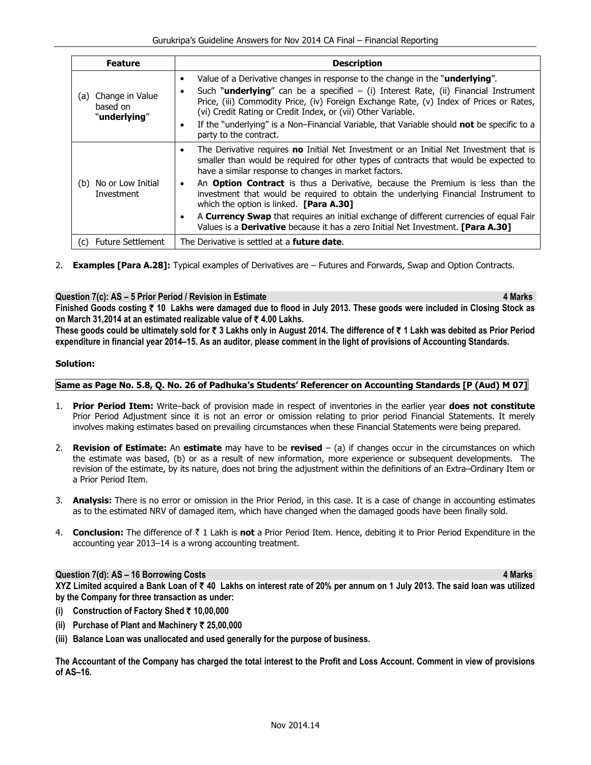| Feature | Description |
| --- | --- |
| (a) Change in Value based on "**underlying**" | • Value of a Derivative changes in response to the change in the "**underlying**". <br> • Such "**underlying**" can be a specified – (i) Interest Rate, (ii) Financial Instrument Price, (iii) Commodity Price, (iv) Foreign Exchange Rate, (v) Index of Prices or Rates, (vi) Credit Rating or Credit Index, or (vii) Other Variable. <br> • If the "underlying" is a Non–Financial Variable, that Variable should **not** be specific to a party to the contract. |
| (b) No or Low Initial Investment | • The Derivative requires **no** Initial Net Investment or an Initial Net Investment that is smaller than would be required for other types of contracts that would be expected to have a similar response to changes in market factors. <br> • An **Option Contract** is thus a Derivative, because the Premium is less than the investment that would be required to obtain the underlying Financial Instrument to which the option is linked. **[Para A.30]** <br> • A **Currency Swap** that requires an initial exchange of different currencies of equal Fair Values is a **Derivative** because it has a zero Initial Net Investment. **[Para A.30]** |
| (c) Future Settlement | The Derivative is settled at a **future date**. |

2. **Examples [Para A.28]:** Typical examples of Derivatives are – Futures and Forwards, Swap and Option Contracts.

**Question 7(c): AS – 5 Prior Period / Revision in Estimate** **4 Marks**

**Finished Goods costing ₹ 10 Lakhs were damaged due to flood in July 2013. These goods were included in Closing Stock as on March 31,2014 at an estimated realizable value of ₹ 4.00 Lakhs.**

**These goods could be ultimately sold for ₹ 3 Lakhs only in August 2014. The difference of ₹ 1 Lakh was debited as Prior Period expenditure in financial year 2014–15. As an auditor, please comment in the light of provisions of Accounting Standards.**

**Solution:**

**Same as Page No. 5.8, Q. No. 26 of Padhuka's Students' Referencer on Accounting Standards [P (Aud) M 07]**

1. **Prior Period Item:** Write–back of provision made in respect of inventories in the earlier year **does not constitute** Prior Period Adjustment since it is not an error or omission relating to prior period Financial Statements. It merely involves making estimates based on prevailing circumstances when these Financial Statements were being prepared.

2. **Revision of Estimate:** An **estimate** may have to be **revised** – (a) if changes occur in the circumstances on which the estimate was based, (b) or as a result of new information, more experience or subsequent developments. The revision of the estimate, by its nature, does not bring the adjustment within the definitions of an Extra–Ordinary Item or a Prior Period Item.

3. **Analysis:** There is no error or omission in the Prior Period, in this case. It is a case of change in accounting estimates as to the estimated NRV of damaged item, which have changed when the damaged goods have been finally sold.

4. **Conclusion:** The difference of ₹ 1 Lakh is **not** a Prior Period Item. Hence, debiting it to Prior Period Expenditure in the accounting year 2013–14 is a wrong accounting treatment.

**Question 7(d): AS – 16 Borrowing Costs** **4 Marks**

**XYZ Limited acquired a Bank Loan of ₹ 40 Lakhs on interest rate of 20% per annum on 1 July 2013. The said loan was utilized by the Company for three transaction as under:**

**(i) Construction of Factory Shed ₹ 10,00,000**

**(ii) Purchase of Plant and Machinery ₹ 25,00,000**

**(iii) Balance Loan was unallocated and used generally for the purpose of business.**

**The Accountant of the Company has charged the total interest to the Profit and Loss Account. Comment in view of provisions of AS–16.**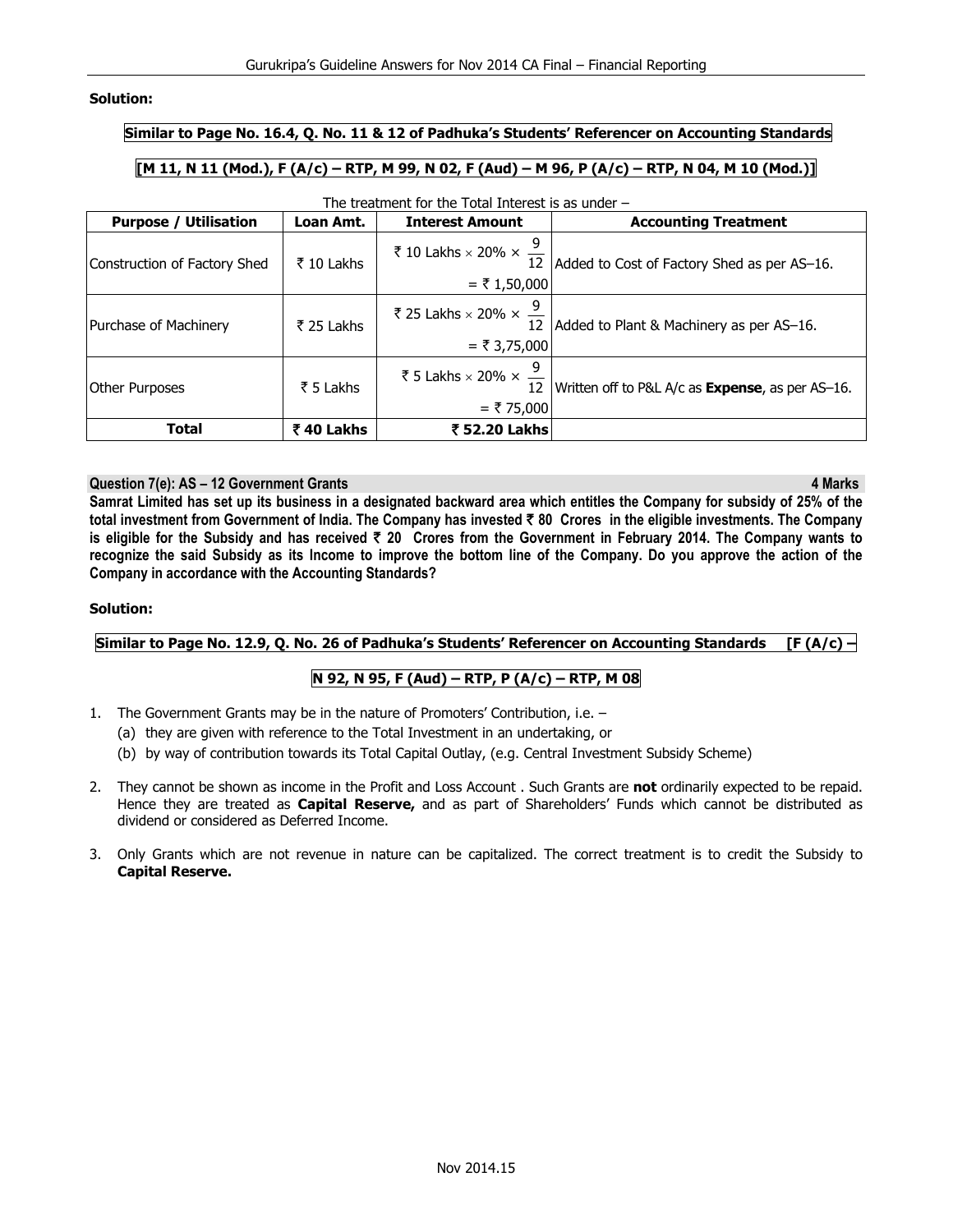**Solution:**

**Similar to Page No. 16.4, Q. No. 11 & 12 of Padhuka's Students' Referencer on Accounting Standards**

**[M 11, N 11 (Mod.), F (A/c) – RTP, M 99, N 02, F (Aud) – M 96, P (A/c) – RTP, N 04, M 10 (Mod.)]**

The treatment for the Total Interest is as under –

| Purpose / Utilisation | Loan Amt. | Interest Amount | Accounting Treatment |
|---|---|---|---|
| Construction of Factory Shed | ₹ 10 Lakhs | ₹ 10 Lakhs × 20% × $\frac{9}{12}$ = ₹ 1,50,000 | Added to Cost of Factory Shed as per AS–16. |
| Purchase of Machinery | ₹ 25 Lakhs | ₹ 25 Lakhs × 20% × $\frac{9}{12}$ = ₹ 3,75,000 | Added to Plant & Machinery as per AS–16. |
| Other Purposes | ₹ 5 Lakhs | ₹ 5 Lakhs × 20% × $\frac{9}{12}$ = ₹ 75,000 | Written off to P&L A/c as **Expense**, as per AS–16. |
| **Total** | **₹ 40 Lakhs** | **₹ 52.20 Lakhs** | |

**Question 7(e): AS – 12 Government Grants** **4 Marks**

**Samrat Limited has set up its business in a designated backward area which entitles the Company for subsidy of 25% of the total investment from Government of India. The Company has invested ₹ 80 Crores in the eligible investments. The Company is eligible for the Subsidy and has received ₹ 20 Crores from the Government in February 2014. The Company wants to recognize the said Subsidy as its Income to improve the bottom line of the Company. Do you approve the action of the Company in accordance with the Accounting Standards?**

**Solution:**

**Similar to Page No. 12.9, Q. No. 26 of Padhuka's Students' Referencer on Accounting Standards [F (A/c) – N 92, N 95, F (Aud) – RTP, P (A/c) – RTP, M 08**

1. The Government Grants may be in the nature of Promoters' Contribution, i.e. –
   (a) they are given with reference to the Total Investment in an undertaking, or
   (b) by way of contribution towards its Total Capital Outlay, (e.g. Central Investment Subsidy Scheme)
2. They cannot be shown as income in the Profit and Loss Account . Such Grants are **not** ordinarily expected to be repaid. Hence they are treated as **Capital Reserve,** and as part of Shareholders' Funds which cannot be distributed as dividend or considered as Deferred Income.
3. Only Grants which are not revenue in nature can be capitalized. The correct treatment is to credit the Subsidy to **Capital Reserve.**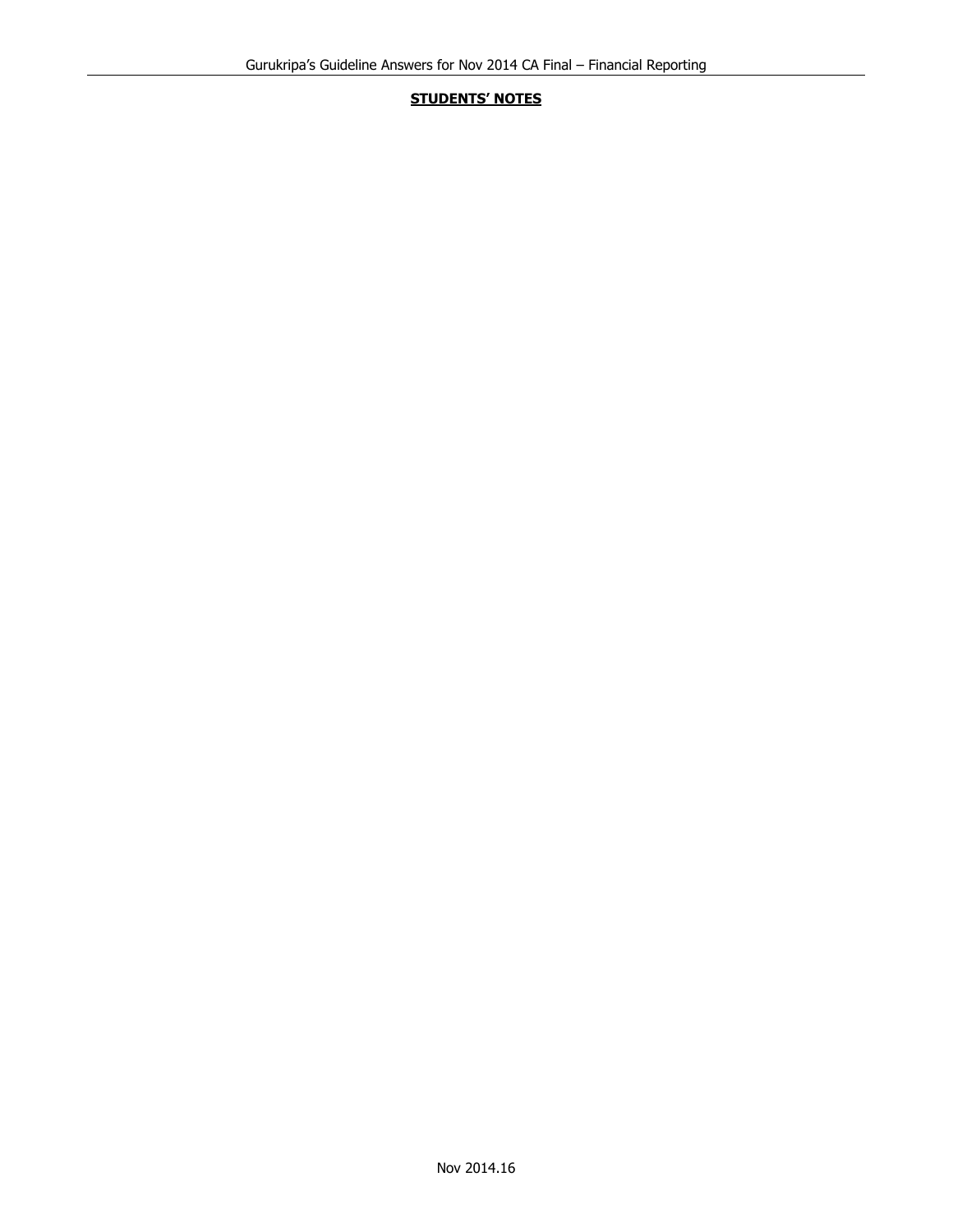**STUDENTS' NOTES**